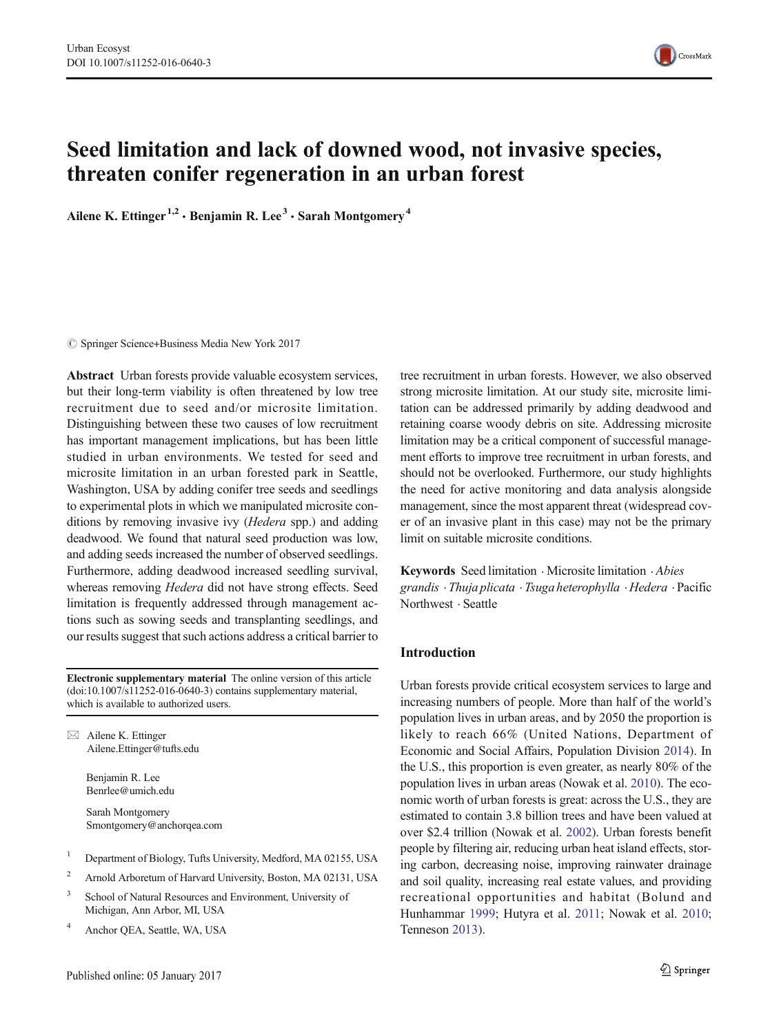# Seed limitation and lack of downed wood, not invasive species, threaten conifer regeneration in an urban forest

**Ailene K. Ettinger**[1,2] **· Benjamin R. Lee**[3] **· Sarah Montgomery**[4]

© Springer Science+Business Media New York 2017

**Abstract** Urban forests provide valuable ecosystem services, but their long-term viability is often threatened by low tree recruitment due to seed and/or microsite limitation. Distinguishing between these two causes of low recruitment has important management implications, but has been little studied in urban environments. We tested for seed and microsite limitation in an urban forested park in Seattle, Washington, USA by adding conifer tree seeds and seedlings to experimental plots in which we manipulated microsite conditions by removing invasive ivy (*Hedera* spp.) and adding deadwood. We found that natural seed production was low, and adding seeds increased the number of observed seedlings. Furthermore, adding deadwood increased seedling survival, whereas removing *Hedera* did not have strong effects. Seed limitation is frequently addressed through management actions such as sowing seeds and transplanting seedlings, and our results suggest that such actions address a critical barrier to tree recruitment in urban forests. However, we also observed strong microsite limitation. At our study site, microsite limitation can be addressed primarily by adding deadwood and retaining coarse woody debris on site. Addressing microsite limitation may be a critical component of successful management efforts to improve tree recruitment in urban forests, and should not be overlooked. Furthermore, our study highlights the need for active monitoring and data analysis alongside management, since the most apparent threat (widespread cover of an invasive plant in this case) may not be the primary limit on suitable microsite conditions.

**Keywords** Seed limitation · Microsite limitation · *Abies grandis* · *Thuja plicata* · *Tsuga heterophylla* · *Hedera* · Pacific Northwest · Seattle

**Electronic supplementary material** The online version of this article (doi:10.1007/s11252-016-0640-3) contains supplementary material, which is available to authorized users.

✉ Ailene K. Ettinger
Ailene.Ettinger@tufts.edu

Benjamin R. Lee
Benrlee@umich.edu

Sarah Montgomery
Smontgomery@anchorqea.com

[1] Department of Biology, Tufts University, Medford, MA 02155, USA

[2] Arnold Arboretum of Harvard University, Boston, MA 02131, USA

[3] School of Natural Resources and Environment, University of Michigan, Ann Arbor, MI, USA

[4] Anchor QEA, Seattle, WA, USA

## Introduction

Urban forests provide critical ecosystem services to large and increasing numbers of people. More than half of the world's population lives in urban areas, and by 2050 the proportion is likely to reach 66% (United Nations, Department of Economic and Social Affairs, Population Division 2014). In the U.S., this proportion is even greater, as nearly 80% of the population lives in urban areas (Nowak et al. 2010). The economic worth of urban forests is great: across the U.S., they are estimated to contain 3.8 billion trees and have been valued at over $2.4 trillion (Nowak et al. 2002). Urban forests benefit people by filtering air, reducing urban heat island effects, storing carbon, decreasing noise, improving rainwater drainage and soil quality, increasing real estate values, and providing recreational opportunities and habitat (Bolund and Hunhammar 1999; Hutyra et al. 2011; Nowak et al. 2010; Tenneson 2013).

Published online: 05 January 2017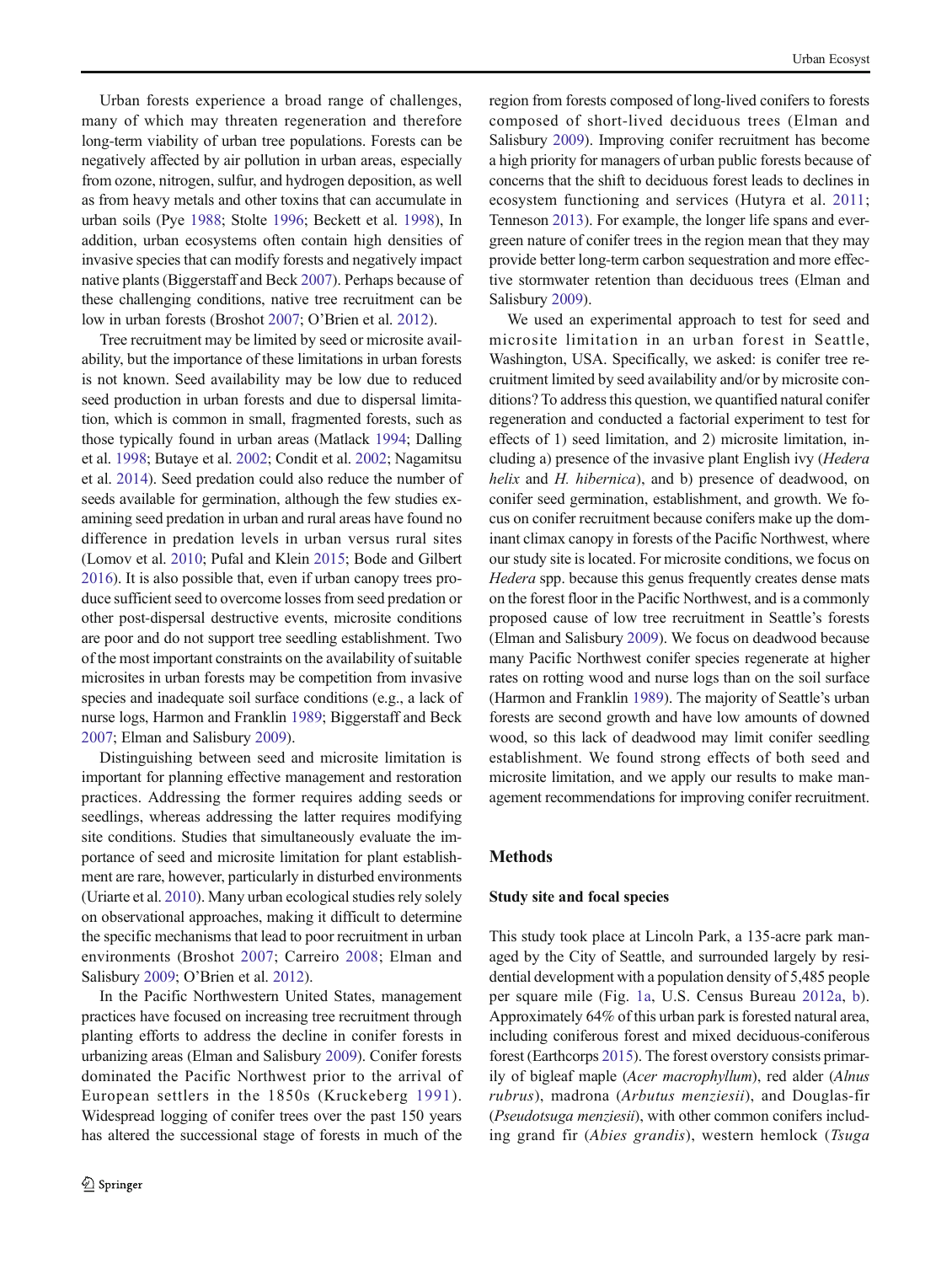Urban forests experience a broad range of challenges, many of which may threaten regeneration and therefore long-term viability of urban tree populations. Forests can be negatively affected by air pollution in urban areas, especially from ozone, nitrogen, sulfur, and hydrogen deposition, as well as from heavy metals and other toxins that can accumulate in urban soils (Pye 1988; Stolte 1996; Beckett et al. 1998), In addition, urban ecosystems often contain high densities of invasive species that can modify forests and negatively impact native plants (Biggerstaff and Beck 2007). Perhaps because of these challenging conditions, native tree recruitment can be low in urban forests (Broshot 2007; O'Brien et al. 2012).

Tree recruitment may be limited by seed or microsite availability, but the importance of these limitations in urban forests is not known. Seed availability may be low due to reduced seed production in urban forests and due to dispersal limitation, which is common in small, fragmented forests, such as those typically found in urban areas (Matlack 1994; Dalling et al. 1998; Butaye et al. 2002; Condit et al. 2002; Nagamitsu et al. 2014). Seed predation could also reduce the number of seeds available for germination, although the few studies examining seed predation in urban and rural areas have found no difference in predation levels in urban versus rural sites (Lomov et al. 2010; Pufal and Klein 2015; Bode and Gilbert 2016). It is also possible that, even if urban canopy trees produce sufficient seed to overcome losses from seed predation or other post-dispersal destructive events, microsite conditions are poor and do not support tree seedling establishment. Two of the most important constraints on the availability of suitable microsites in urban forests may be competition from invasive species and inadequate soil surface conditions (e.g., a lack of nurse logs, Harmon and Franklin 1989; Biggerstaff and Beck 2007; Elman and Salisbury 2009).

Distinguishing between seed and microsite limitation is important for planning effective management and restoration practices. Addressing the former requires adding seeds or seedlings, whereas addressing the latter requires modifying site conditions. Studies that simultaneously evaluate the importance of seed and microsite limitation for plant establishment are rare, however, particularly in disturbed environments (Uriarte et al. 2010). Many urban ecological studies rely solely on observational approaches, making it difficult to determine the specific mechanisms that lead to poor recruitment in urban environments (Broshot 2007; Carreiro 2008; Elman and Salisbury 2009; O'Brien et al. 2012).

In the Pacific Northwestern United States, management practices have focused on increasing tree recruitment through planting efforts to address the decline in conifer forests in urbanizing areas (Elman and Salisbury 2009). Conifer forests dominated the Pacific Northwest prior to the arrival of European settlers in the 1850s (Kruckeberg 1991). Widespread logging of conifer trees over the past 150 years has altered the successional stage of forests in much of the region from forests composed of long-lived conifers to forests composed of short-lived deciduous trees (Elman and Salisbury 2009). Improving conifer recruitment has become a high priority for managers of urban public forests because of concerns that the shift to deciduous forest leads to declines in ecosystem functioning and services (Hutyra et al. 2011; Tenneson 2013). For example, the longer life spans and evergreen nature of conifer trees in the region mean that they may provide better long-term carbon sequestration and more effective stormwater retention than deciduous trees (Elman and Salisbury 2009).

We used an experimental approach to test for seed and microsite limitation in an urban forest in Seattle, Washington, USA. Specifically, we asked: is conifer tree recruitment limited by seed availability and/or by microsite conditions? To address this question, we quantified natural conifer regeneration and conducted a factorial experiment to test for effects of 1) seed limitation, and 2) microsite limitation, including a) presence of the invasive plant English ivy (*Hedera helix* and *H. hibernica*), and b) presence of deadwood, on conifer seed germination, establishment, and growth. We focus on conifer recruitment because conifers make up the dominant climax canopy in forests of the Pacific Northwest, where our study site is located. For microsite conditions, we focus on *Hedera* spp. because this genus frequently creates dense mats on the forest floor in the Pacific Northwest, and is a commonly proposed cause of low tree recruitment in Seattle's forests (Elman and Salisbury 2009). We focus on deadwood because many Pacific Northwest conifer species regenerate at higher rates on rotting wood and nurse logs than on the soil surface (Harmon and Franklin 1989). The majority of Seattle's urban forests are second growth and have low amounts of downed wood, so this lack of deadwood may limit conifer seedling establishment. We found strong effects of both seed and microsite limitation, and we apply our results to make management recommendations for improving conifer recruitment.

## Methods

### Study site and focal species

This study took place at Lincoln Park, a 135-acre park managed by the City of Seattle, and surrounded largely by residential development with a population density of 5,485 people per square mile (Fig. 1a, U.S. Census Bureau 2012a, b). Approximately 64% of this urban park is forested natural area, including coniferous forest and mixed deciduous-coniferous forest (Earthcorps 2015). The forest overstory consists primarily of bigleaf maple (*Acer macrophyllum*), red alder (*Alnus rubrus*), madrona (*Arbutus menziesii*), and Douglas-fir (*Pseudotsuga menziesii*), with other common conifers including grand fir (*Abies grandis*), western hemlock (*Tsuga*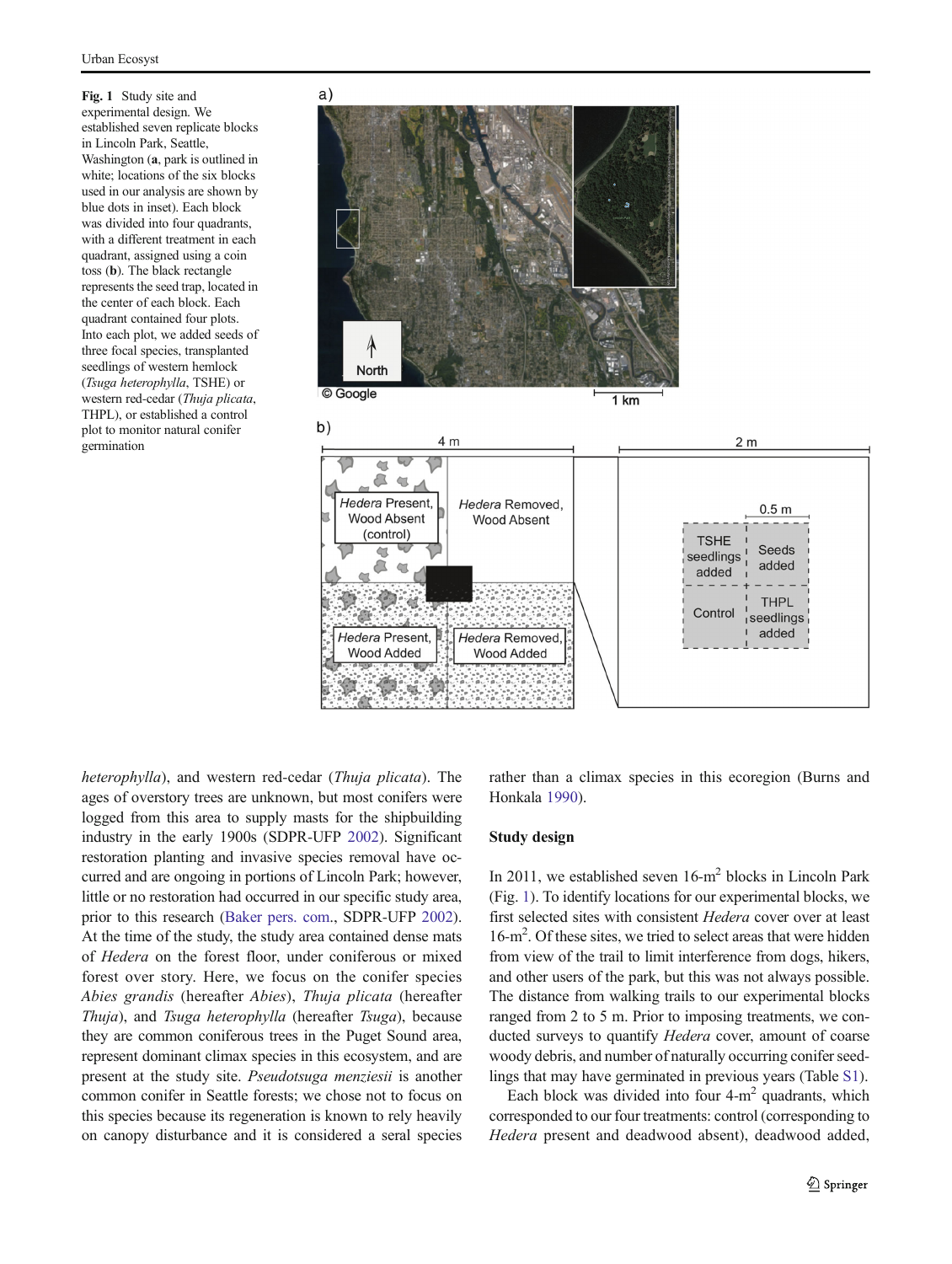**Fig. 1** Study site and experimental design. We established seven replicate blocks in Lincoln Park, Seattle, Washington (**a**, park is outlined in white; locations of the six blocks used in our analysis are shown by blue dots in inset). Each block was divided into four quadrants, with a different treatment in each quadrant, assigned using a coin toss (**b**). The black rectangle represents the seed trap, located in the center of each block. Each quadrant contained four plots. Into each plot, we added seeds of three focal species, transplanted seedlings of western hemlock (*Tsuga heterophylla*, TSHE) or western red-cedar (*Thuja plicata*, THPL), or established a control plot to monitor natural conifer germination

*heterophylla*), and western red-cedar (*Thuja plicata*). The ages of overstory trees are unknown, but most conifers were logged from this area to supply masts for the shipbuilding industry in the early 1900s (SDPR-UFP 2002). Significant restoration planting and invasive species removal have occurred and are ongoing in portions of Lincoln Park; however, little or no restoration had occurred in our specific study area, prior to this research (Baker pers. com., SDPR-UFP 2002). At the time of the study, the study area contained dense mats of *Hedera* on the forest floor, under coniferous or mixed forest over story. Here, we focus on the conifer species *Abies grandis* (hereafter *Abies*), *Thuja plicata* (hereafter *Thuja*), and *Tsuga heterophylla* (hereafter *Tsuga*), because they are common coniferous trees in the Puget Sound area, represent dominant climax species in this ecosystem, and are present at the study site. *Pseudotsuga menziesii* is another common conifer in Seattle forests; we chose not to focus on this species because its regeneration is known to rely heavily on canopy disturbance and it is considered a seral species rather than a climax species in this ecoregion (Burns and Honkala 1990).

## Study design

In 2011, we established seven 16-m$^2$ blocks in Lincoln Park (Fig. 1). To identify locations for our experimental blocks, we first selected sites with consistent *Hedera* cover over at least 16-m$^2$. Of these sites, we tried to select areas that were hidden from view of the trail to limit interference from dogs, hikers, and other users of the park, but this was not always possible. The distance from walking trails to our experimental blocks ranged from 2 to 5 m. Prior to imposing treatments, we conducted surveys to quantify *Hedera* cover, amount of coarse woody debris, and number of naturally occurring conifer seedlings that may have germinated in previous years (Table S1).

Each block was divided into four 4-m$^2$ quadrants, which corresponded to our four treatments: control (corresponding to *Hedera* present and deadwood absent), deadwood added,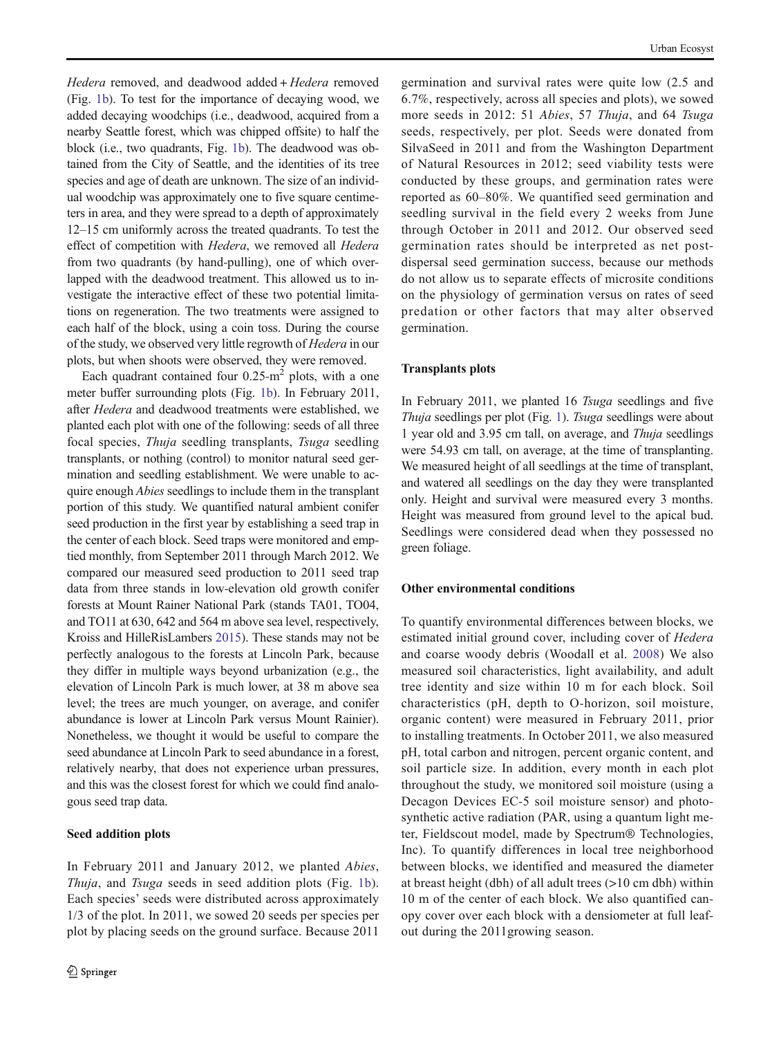*Hedera* removed, and deadwood added + *Hedera* removed (Fig. 1b). To test for the importance of decaying wood, we added decaying woodchips (i.e., deadwood, acquired from a nearby Seattle forest, which was chipped offsite) to half the block (i.e., two quadrants, Fig. 1b). The deadwood was obtained from the City of Seattle, and the identities of its tree species and age of death are unknown. The size of an individual woodchip was approximately one to five square centimeters in area, and they were spread to a depth of approximately 12–15 cm uniformly across the treated quadrants. To test the effect of competition with *Hedera*, we removed all *Hedera* from two quadrants (by hand-pulling), one of which overlapped with the deadwood treatment. This allowed us to investigate the interactive effect of these two potential limitations on regeneration. The two treatments were assigned to each half of the block, using a coin toss. During the course of the study, we observed very little regrowth of *Hedera* in our plots, but when shoots were observed, they were removed.

Each quadrant contained four 0.25-m$^2$ plots, with a one meter buffer surrounding plots (Fig. 1b). In February 2011, after *Hedera* and deadwood treatments were established, we planted each plot with one of the following: seeds of all three focal species, *Thuja* seedling transplants, *Tsuga* seedling transplants, or nothing (control) to monitor natural seed germination and seedling establishment. We were unable to acquire enough *Abies* seedlings to include them in the transplant portion of this study. We quantified natural ambient conifer seed production in the first year by establishing a seed trap in the center of each block. Seed traps were monitored and emptied monthly, from September 2011 through March 2012. We compared our measured seed production to 2011 seed trap data from three stands in low-elevation old growth conifer forests at Mount Rainer National Park (stands TA01, TO04, and TO11 at 630, 642 and 564 m above sea level, respectively, Kroiss and HilleRisLambers 2015). These stands may not be perfectly analogous to the forests at Lincoln Park, because they differ in multiple ways beyond urbanization (e.g., the elevation of Lincoln Park is much lower, at 38 m above sea level; the trees are much younger, on average, and conifer abundance is lower at Lincoln Park versus Mount Rainier). Nonetheless, we thought it would be useful to compare the seed abundance at Lincoln Park to seed abundance in a forest, relatively nearby, that does not experience urban pressures, and this was the closest forest for which we could find analogous seed trap data.

### Seed addition plots

In February 2011 and January 2012, we planted *Abies*, *Thuja*, and *Tsuga* seeds in seed addition plots (Fig. 1b). Each species' seeds were distributed across approximately 1/3 of the plot. In 2011, we sowed 20 seeds per species per plot by placing seeds on the ground surface. Because 2011 germination and survival rates were quite low (2.5 and 6.7%, respectively, across all species and plots), we sowed more seeds in 2012: 51 *Abies*, 57 *Thuja*, and 64 *Tsuga* seeds, respectively, per plot. Seeds were donated from SilvaSeed in 2011 and from the Washington Department of Natural Resources in 2012; seed viability tests were conducted by these groups, and germination rates were reported as 60–80%. We quantified seed germination and seedling survival in the field every 2 weeks from June through October in 2011 and 2012. Our observed seed germination rates should be interpreted as net post-dispersal seed germination success, because our methods do not allow us to separate effects of microsite conditions on the physiology of germination versus on rates of seed predation or other factors that may alter observed germination.

### Transplants plots

In February 2011, we planted 16 *Tsuga* seedlings and five *Thuja* seedlings per plot (Fig. 1). *Tsuga* seedlings were about 1 year old and 3.95 cm tall, on average, and *Thuja* seedlings were 54.93 cm tall, on average, at the time of transplanting. We measured height of all seedlings at the time of transplant, and watered all seedlings on the day they were transplanted only. Height and survival were measured every 3 months. Height was measured from ground level to the apical bud. Seedlings were considered dead when they possessed no green foliage.

### Other environmental conditions

To quantify environmental differences between blocks, we estimated initial ground cover, including cover of *Hedera* and coarse woody debris (Woodall et al. 2008) We also measured soil characteristics, light availability, and adult tree identity and size within 10 m for each block. Soil characteristics (pH, depth to O-horizon, soil moisture, organic content) were measured in February 2011, prior to installing treatments. In October 2011, we also measured pH, total carbon and nitrogen, percent organic content, and soil particle size. In addition, every month in each plot throughout the study, we monitored soil moisture (using a Decagon Devices EC-5 soil moisture sensor) and photosynthetic active radiation (PAR, using a quantum light meter, Fieldscout model, made by Spectrum® Technologies, Inc). To quantify differences in local tree neighborhood between blocks, we identified and measured the diameter at breast height (dbh) of all adult trees (>10 cm dbh) within 10 m of the center of each block. We also quantified canopy cover over each block with a densiometer at full leaf-out during the 2011growing season.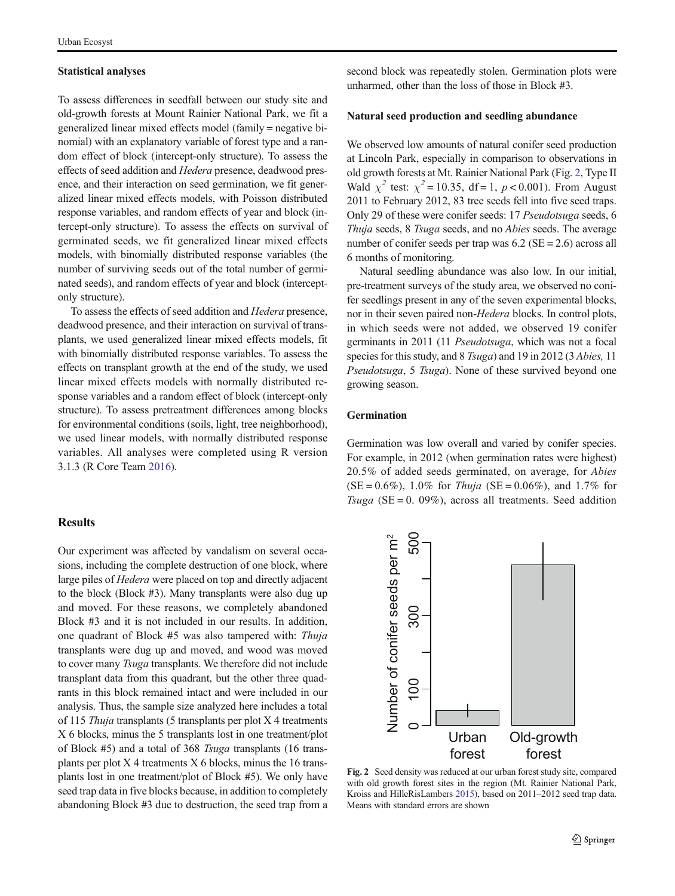### Statistical analyses

To assess differences in seedfall between our study site and old-growth forests at Mount Rainier National Park, we fit a generalized linear mixed effects model (family = negative binomial) with an explanatory variable of forest type and a random effect of block (intercept-only structure). To assess the effects of seed addition and *Hedera* presence, deadwood presence, and their interaction on seed germination, we fit generalized linear mixed effects models, with Poisson distributed response variables, and random effects of year and block (intercept-only structure). To assess the effects on survival of germinated seeds, we fit generalized linear mixed effects models, with binomially distributed response variables (the number of surviving seeds out of the total number of germinated seeds), and random effects of year and block (intercept-only structure).

To assess the effects of seed addition and *Hedera* presence, deadwood presence, and their interaction on survival of transplants, we used generalized linear mixed effects models, fit with binomially distributed response variables. To assess the effects on transplant growth at the end of the study, we used linear mixed effects models with normally distributed response variables and a random effect of block (intercept-only structure). To assess pretreatment differences among blocks for environmental conditions (soils, light, tree neighborhood), we used linear models, with normally distributed response variables. All analyses were completed using R version 3.1.3 (R Core Team 2016).

## Results

Our experiment was affected by vandalism on several occasions, including the complete destruction of one block, where large piles of *Hedera* were placed on top and directly adjacent to the block (Block #3). Many transplants were also dug up and moved. For these reasons, we completely abandoned Block #3 and it is not included in our results. In addition, one quadrant of Block #5 was also tampered with: *Thuja* transplants were dug up and moved, and wood was moved to cover many *Tsuga* transplants. We therefore did not include transplant data from this quadrant, but the other three quadrants in this block remained intact and were included in our analysis. Thus, the sample size analyzed here includes a total of 115 *Thuja* transplants (5 transplants per plot X 4 treatments X 6 blocks, minus the 5 transplants lost in one treatment/plot of Block #5) and a total of 368 *Tsuga* transplants (16 transplants per plot X 4 treatments X 6 blocks, minus the 16 transplants lost in one treatment/plot of Block #5). We only have seed trap data in five blocks because, in addition to completely abandoning Block #3 due to destruction, the seed trap from a second block was repeatedly stolen. Germination plots were unharmed, other than the loss of those in Block #3.

### Natural seed production and seedling abundance

We observed low amounts of natural conifer seed production at Lincoln Park, especially in comparison to observations in old growth forests at Mt. Rainier National Park (Fig. 2, Type II Wald $\chi^2$ test: $\chi^2 = 10.35$, df = 1, $p < 0.001$). From August 2011 to February 2012, 83 tree seeds fell into five seed traps. Only 29 of these were conifer seeds: 17 *Pseudotsuga* seeds, 6 *Thuja* seeds, 8 *Tsuga* seeds, and no *Abies* seeds. The average number of conifer seeds per trap was 6.2 (SE = 2.6) across all 6 months of monitoring.

Natural seedling abundance was also low. In our initial, pre-treatment surveys of the study area, we observed no conifer seedlings present in any of the seven experimental blocks, nor in their seven paired non-*Hedera* blocks. In control plots, in which seeds were not added, we observed 19 conifer germinants in 2011 (11 *Pseudotsuga*, which was not a focal species for this study, and 8 *Tsuga*) and 19 in 2012 (3 *Abies,* 11 *Pseudotsuga*, 5 *Tsuga*). None of these survived beyond one growing season.

### Germination

Germination was low overall and varied by conifer species. For example, in 2012 (when germination rates were highest) 20.5% of added seeds germinated, on average, for *Abies* (SE = 0.6%), 1.0% for *Thuja* (SE = 0.06%), and 1.7% for *Tsuga* (SE = 0. 09%), across all treatments. Seed addition

**Fig. 2** Seed density was reduced at our urban forest study site, compared with old growth forest sites in the region (Mt. Rainier National Park, Kroiss and HilleRisLambers 2015), based on 2011–2012 seed trap data. Means with standard errors are shown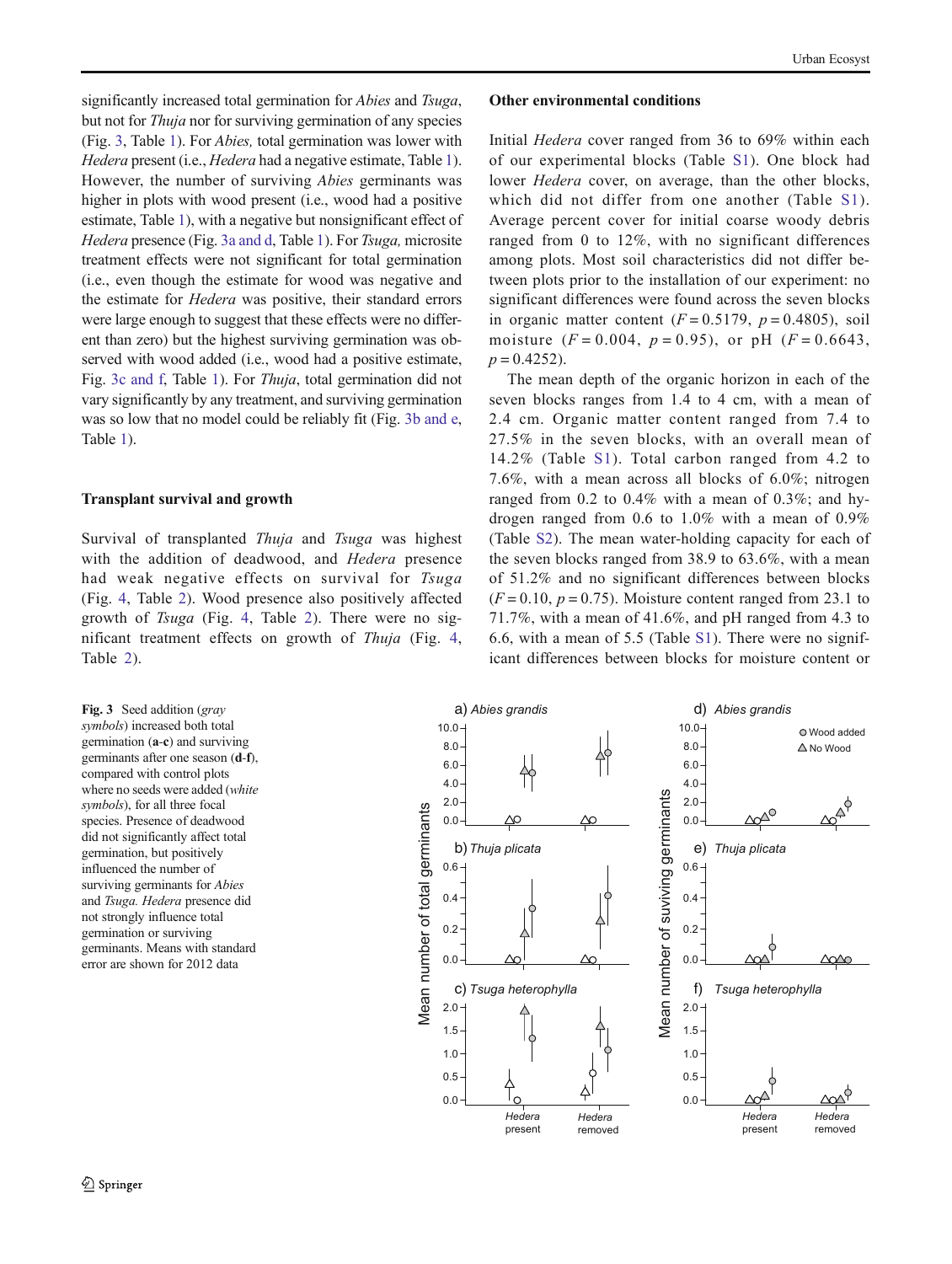significantly increased total germination for *Abies* and *Tsuga*, but not for *Thuja* nor for surviving germination of any species (Fig. 3, Table 1). For *Abies,* total germination was lower with *Hedera* present (i.e., *Hedera* had a negative estimate, Table 1). However, the number of surviving *Abies* germinants was higher in plots with wood present (i.e., wood had a positive estimate, Table 1), with a negative but nonsignificant effect of *Hedera* presence (Fig. 3a and d, Table 1). For *Tsuga,* microsite treatment effects were not significant for total germination (i.e., even though the estimate for wood was negative and the estimate for *Hedera* was positive, their standard errors were large enough to suggest that these effects were no different than zero) but the highest surviving germination was observed with wood added (i.e., wood had a positive estimate, Fig. 3c and f, Table 1). For *Thuja*, total germination did not vary significantly by any treatment, and surviving germination was so low that no model could be reliably fit (Fig. 3b and e, Table 1).

### Transplant survival and growth

Survival of transplanted *Thuja* and *Tsuga* was highest with the addition of deadwood, and *Hedera* presence had weak negative effects on survival for *Tsuga* (Fig. 4, Table 2). Wood presence also positively affected growth of *Tsuga* (Fig. 4, Table 2). There were no significant treatment effects on growth of *Thuja* (Fig. 4, Table 2).

### Other environmental conditions

Initial *Hedera* cover ranged from 36 to 69% within each of our experimental blocks (Table S1). One block had lower *Hedera* cover, on average, than the other blocks, which did not differ from one another (Table S1). Average percent cover for initial coarse woody debris ranged from 0 to 12%, with no significant differences among plots. Most soil characteristics did not differ between plots prior to the installation of our experiment: no significant differences were found across the seven blocks in organic matter content ($F = 0.5179$, $p = 0.4805$), soil moisture ($F = 0.004$, $p = 0.95$), or pH ($F = 0.6643$, $p = 0.4252$).

The mean depth of the organic horizon in each of the seven blocks ranges from 1.4 to 4 cm, with a mean of 2.4 cm. Organic matter content ranged from 7.4 to 27.5% in the seven blocks, with an overall mean of 14.2% (Table S1). Total carbon ranged from 4.2 to 7.6%, with a mean across all blocks of 6.0%; nitrogen ranged from 0.2 to 0.4% with a mean of 0.3%; and hydrogen ranged from 0.6 to 1.0% with a mean of 0.9% (Table S2). The mean water-holding capacity for each of the seven blocks ranged from 38.9 to 63.6%, with a mean of 51.2% and no significant differences between blocks ($F = 0.10$, $p = 0.75$). Moisture content ranged from 23.1 to 71.7%, with a mean of 41.6%, and pH ranged from 4.3 to 6.6, with a mean of 5.5 (Table S1). There were no significant differences between blocks for moisture content or

**Fig. 3** Seed addition (*gray symbols*) increased both total germination (**a**-**c**) and surviving germinants after one season (**d**-**f**), compared with control plots where no seeds were added (*white symbols*), for all three focal species. Presence of deadwood did not significantly affect total germination, but positively influenced the number of surviving germinants for *Abies* and *Tsuga. Hedera* presence did not strongly influence total germination or surviving germinants. Means with standard error are shown for 2012 data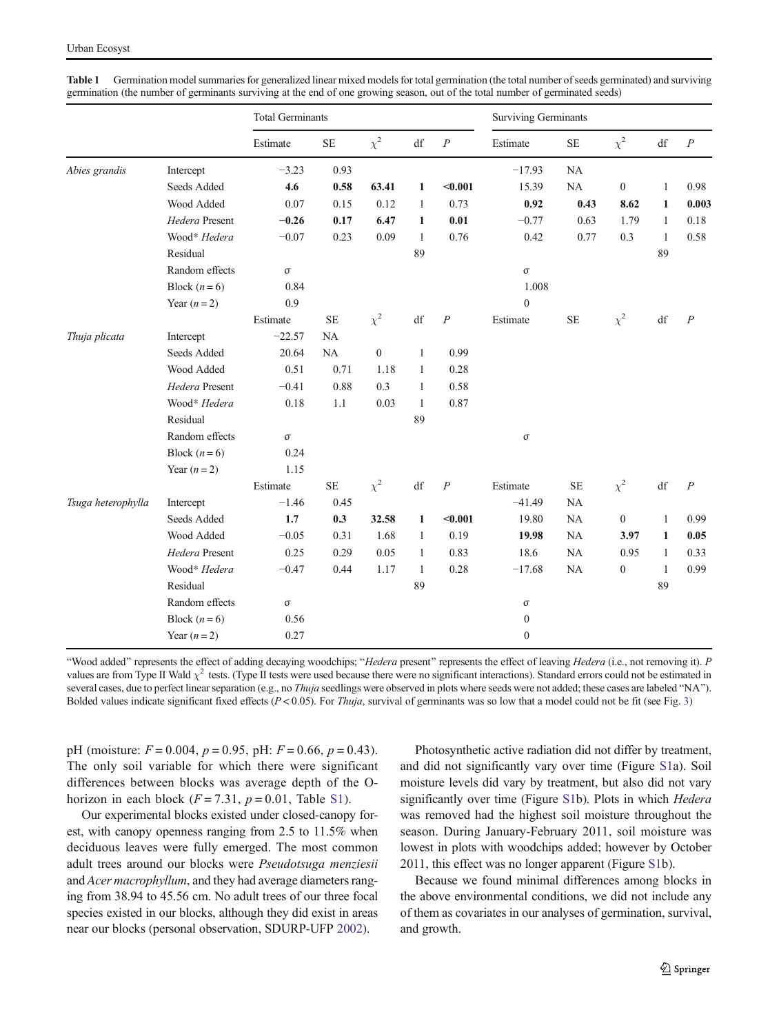**Table 1** Germination model summaries for generalized linear mixed models for total germination (the total number of seeds germinated) and surviving germination (the number of germinants surviving at the end of one growing season, out of the total number of germinated seeds)

| | | Total Germinants | | | | | Surviving Germinants | | | | |
|---|---|---|---|---|---|---|---|---|---|---|---|
| | | Estimate | SE | $\chi^2$ | df | $P$ | Estimate | SE | $\chi^2$ | df | $P$ |
| *Abies grandis* | Intercept | −3.23 | 0.93 | | | | −17.93 | NA | | | |
| | Seeds Added | **4.6** | **0.58** | **63.41** | **1** | **<0.001** | 15.39 | NA | 0 | 1 | 0.98 |
| | Wood Added | 0.07 | 0.15 | 0.12 | 1 | 0.73 | **0.92** | **0.43** | **8.62** | **1** | **0.003** |
| | *Hedera* Present | **−0.26** | **0.17** | **6.47** | **1** | **0.01** | −0.77 | 0.63 | 1.79 | 1 | 0.18 |
| | Wood* *Hedera* | −0.07 | 0.23 | 0.09 | 1 | 0.76 | 0.42 | 0.77 | 0.3 | 1 | 0.58 |
| | Residual | | | | 89 | | | | | 89 | |
| | Random effects | σ | | | | | σ | | | | |
| | Block ($n = 6$) | 0.84 | | | | | 1.008 | | | | |
| | Year ($n = 2$) | 0.9 | | | | | 0 | | | | |
| | | Estimate | SE | $\chi^2$ | df | $P$ | Estimate | SE | $\chi^2$ | df | $P$ |
| *Thuja plicata* | Intercept | −22.57 | NA | | | | | | | | |
| | Seeds Added | 20.64 | NA | 0 | 1 | 0.99 | | | | | |
| | Wood Added | 0.51 | 0.71 | 1.18 | 1 | 0.28 | | | | | |
| | *Hedera* Present | −0.41 | 0.88 | 0.3 | 1 | 0.58 | | | | | |
| | Wood* *Hedera* | 0.18 | 1.1 | 0.03 | 1 | 0.87 | | | | | |
| | Residual | | | | 89 | | | | | | |
| | Random effects | σ | | | | | σ | | | | |
| | Block ($n = 6$) | 0.24 | | | | | | | | | |
| | Year ($n = 2$) | 1.15 | | | | | | | | | |
| | | Estimate | SE | $\chi^2$ | df | $P$ | Estimate | SE | $\chi^2$ | df | $P$ |
| *Tsuga heterophylla* | Intercept | −1.46 | 0.45 | | | | −41.49 | NA | | | |
| | Seeds Added | **1.7** | **0.3** | **32.58** | **1** | **<0.001** | 19.80 | NA | 0 | 1 | 0.99 |
| | Wood Added | −0.05 | 0.31 | 1.68 | 1 | 0.19 | **19.98** | **NA** | **3.97** | **1** | **0.05** |
| | *Hedera* Present | 0.25 | 0.29 | 0.05 | 1 | 0.83 | 18.6 | NA | 0.95 | 1 | 0.33 |
| | Wood* *Hedera* | −0.47 | 0.44 | 1.17 | 1 | 0.28 | −17.68 | NA | 0 | 1 | 0.99 |
| | Residual | | | | 89 | | | | | 89 | |
| | Random effects | σ | | | | | σ | | | | |
| | Block ($n = 6$) | 0.56 | | | | | 0 | | | | |
| | Year ($n = 2$) | 0.27 | | | | | 0 | | | | |

"Wood added" represents the effect of adding decaying woodchips; "*Hedera* present" represents the effect of leaving *Hedera* (i.e., not removing it). $P$ values are from Type II Wald $\chi^2$ tests. (Type II tests were used because there were no significant interactions). Standard errors could not be estimated in several cases, due to perfect linear separation (e.g., no *Thuja* seedlings were observed in plots where seeds were not added; these cases are labeled "NA"). Bolded values indicate significant fixed effects ($P < 0.05$). For *Thuja*, survival of germinants was so low that a model could not be fit (see Fig. 3)

pH (moisture: $F = 0.004$, $p = 0.95$, pH: $F = 0.66$, $p = 0.43$). The only soil variable for which there were significant differences between blocks was average depth of the O-horizon in each block ($F = 7.31$, $p = 0.01$, Table S1).

Our experimental blocks existed under closed-canopy forest, with canopy openness ranging from 2.5 to 11.5% when deciduous leaves were fully emerged. The most common adult trees around our blocks were *Pseudotsuga menziesii* and *Acer macrophyllum*, and they had average diameters ranging from 38.94 to 45.56 cm. No adult trees of our three focal species existed in our blocks, although they did exist in areas near our blocks (personal observation, SDURP-UFP 2002).

Photosynthetic active radiation did not differ by treatment, and did not significantly vary over time (Figure S1a). Soil moisture levels did vary by treatment, but also did not vary significantly over time (Figure S1b). Plots in which *Hedera* was removed had the highest soil moisture throughout the season. During January-February 2011, soil moisture was lowest in plots with woodchips added; however by October 2011, this effect was no longer apparent (Figure S1b).

Because we found minimal differences among blocks in the above environmental conditions, we did not include any of them as covariates in our analyses of germination, survival, and growth.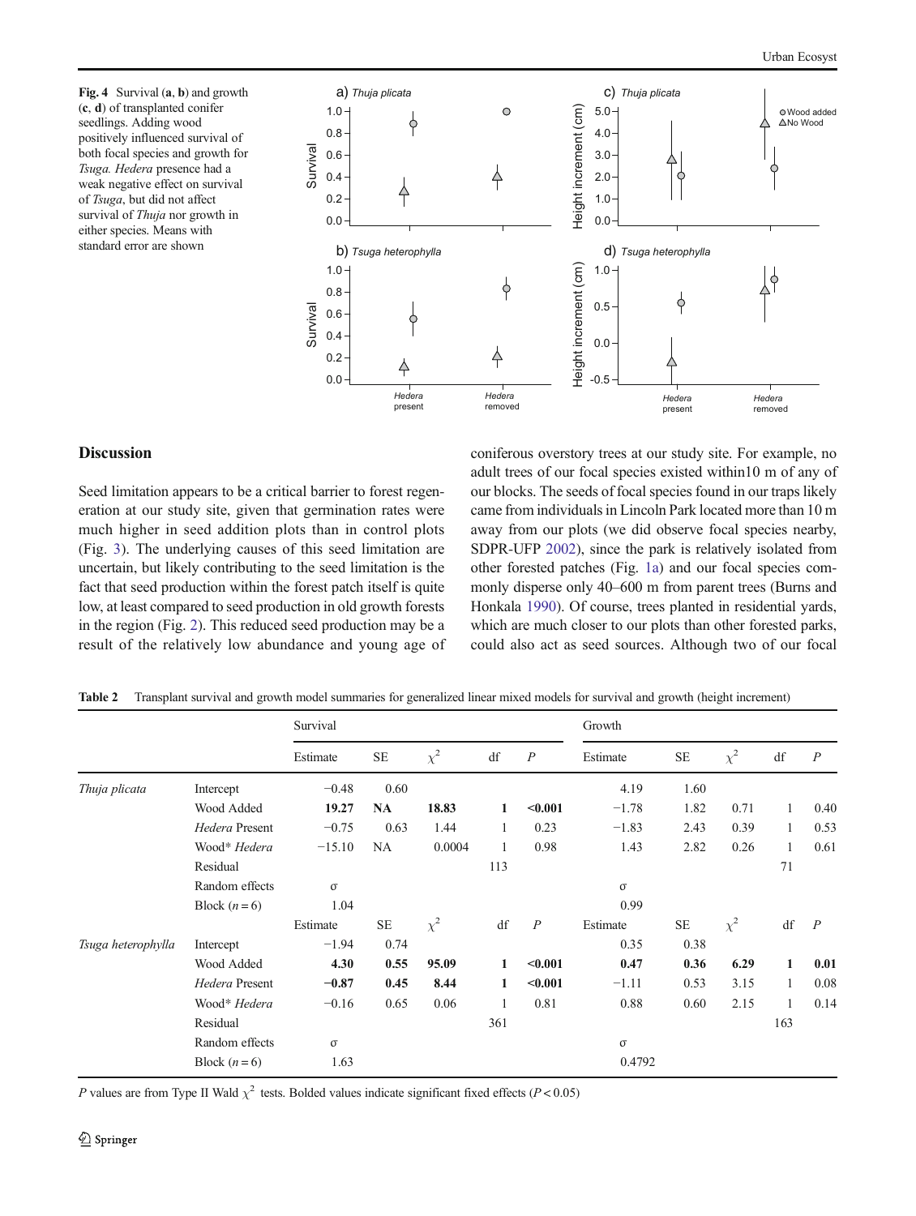**Fig. 4** Survival (**a**, **b**) and growth (**c**, **d**) of transplanted conifer seedlings. Adding wood positively influenced survival of both focal species and growth for *Tsuga*. *Hedera* presence had a weak negative effect on survival of *Tsuga*, but did not affect survival of *Thuja* nor growth in either species. Means with standard error are shown

## Discussion

Seed limitation appears to be a critical barrier to forest regeneration at our study site, given that germination rates were much higher in seed addition plots than in control plots (Fig. 3). The underlying causes of this seed limitation are uncertain, but likely contributing to the seed limitation is the fact that seed production within the forest patch itself is quite low, at least compared to seed production in old growth forests in the region (Fig. 2). This reduced seed production may be a result of the relatively low abundance and young age of coniferous overstory trees at our study site. For example, no adult trees of our focal species existed within10 m of any of our blocks. The seeds of focal species found in our traps likely came from individuals in Lincoln Park located more than 10 m away from our plots (we did observe focal species nearby, SDPR-UFP 2002), since the park is relatively isolated from other forested patches (Fig. 1a) and our focal species commonly disperse only 40–600 m from parent trees (Burns and Honkala 1990). Of course, trees planted in residential yards, which are much closer to our plots than other forested parks, could also act as seed sources. Although two of our focal

**Table 2** Transplant survival and growth model summaries for generalized linear mixed models for survival and growth (height increment)

| | | Survival | | | | | Growth | | | | |
|---|---|---|---|---|---|---|---|---|---|---|---|
| | | Estimate | SE | $\chi^2$ | df | *P* | Estimate | SE | $\chi^2$ | df | *P* |
| *Thuja plicata* | Intercept | −0.48 | 0.60 | | | | 4.19 | 1.60 | | | |
| | Wood Added | **19.27** | **NA** | **18.83** | **1** | **<0.001** | −1.78 | 1.82 | 0.71 | 1 | 0.40 |
| | *Hedera* Present | −0.75 | 0.63 | 1.44 | 1 | 0.23 | −1.83 | 2.43 | 0.39 | 1 | 0.53 |
| | Wood* *Hedera* | −15.10 | NA | 0.0004 | 1 | 0.98 | 1.43 | 2.82 | 0.26 | 1 | 0.61 |
| | Residual | | | | 113 | | | | | 71 | |
| | Random effects | σ | | | | | σ | | | | |
| | Block ($n = 6$) | 1.04 | | | | | 0.99 | | | | |
| | | Estimate | SE | $\chi^2$ | df | *P* | Estimate | SE | $\chi^2$ | df | *P* |
| *Tsuga heterophylla* | Intercept | −1.94 | 0.74 | | | | 0.35 | 0.38 | | | |
| | Wood Added | **4.30** | **0.55** | **95.09** | **1** | **<0.001** | **0.47** | **0.36** | **6.29** | **1** | **0.01** |
| | *Hedera* Present | **−0.87** | **0.45** | **8.44** | **1** | **<0.001** | −1.11 | 0.53 | 3.15 | 1 | 0.08 |
| | Wood* *Hedera* | −0.16 | 0.65 | 0.06 | 1 | 0.81 | 0.88 | 0.60 | 2.15 | 1 | 0.14 |
| | Residual | | | | 361 | | | | | 163 | |
| | Random effects | σ | | | | | σ | | | | |
| | Block ($n = 6$) | 1.63 | | | | | 0.4792 | | | | |

*P* values are from Type II Wald $\chi^2$ tests. Bolded values indicate significant fixed effects ($P < 0.05$)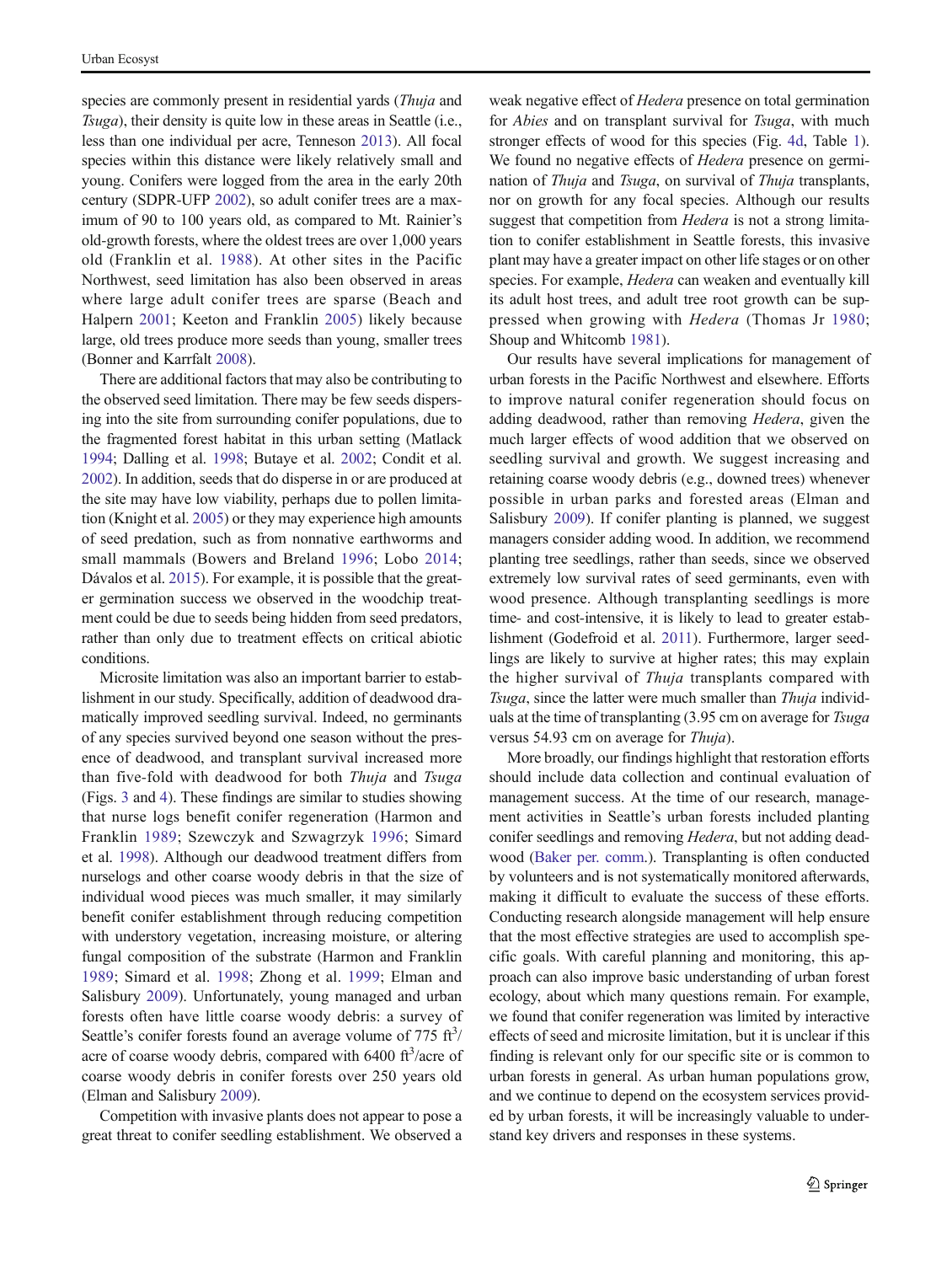species are commonly present in residential yards (*Thuja* and *Tsuga*), their density is quite low in these areas in Seattle (i.e., less than one individual per acre, Tenneson 2013). All focal species within this distance were likely relatively small and young. Conifers were logged from the area in the early 20th century (SDPR-UFP 2002), so adult conifer trees are a maximum of 90 to 100 years old, as compared to Mt. Rainier's old-growth forests, where the oldest trees are over 1,000 years old (Franklin et al. 1988). At other sites in the Pacific Northwest, seed limitation has also been observed in areas where large adult conifer trees are sparse (Beach and Halpern 2001; Keeton and Franklin 2005) likely because large, old trees produce more seeds than young, smaller trees (Bonner and Karrfalt 2008).

There are additional factors that may also be contributing to the observed seed limitation. There may be few seeds dispersing into the site from surrounding conifer populations, due to the fragmented forest habitat in this urban setting (Matlack 1994; Dalling et al. 1998; Butaye et al. 2002; Condit et al. 2002). In addition, seeds that do disperse in or are produced at the site may have low viability, perhaps due to pollen limitation (Knight et al. 2005) or they may experience high amounts of seed predation, such as from nonnative earthworms and small mammals (Bowers and Breland 1996; Lobo 2014; Dávalos et al. 2015). For example, it is possible that the greater germination success we observed in the woodchip treatment could be due to seeds being hidden from seed predators, rather than only due to treatment effects on critical abiotic conditions.

Microsite limitation was also an important barrier to establishment in our study. Specifically, addition of deadwood dramatically improved seedling survival. Indeed, no germinants of any species survived beyond one season without the presence of deadwood, and transplant survival increased more than five-fold with deadwood for both *Thuja* and *Tsuga* (Figs. 3 and 4). These findings are similar to studies showing that nurse logs benefit conifer regeneration (Harmon and Franklin 1989; Szewczyk and Szwagrzyk 1996; Simard et al. 1998). Although our deadwood treatment differs from nurselogs and other coarse woody debris in that the size of individual wood pieces was much smaller, it may similarly benefit conifer establishment through reducing competition with understory vegetation, increasing moisture, or altering fungal composition of the substrate (Harmon and Franklin 1989; Simard et al. 1998; Zhong et al. 1999; Elman and Salisbury 2009). Unfortunately, young managed and urban forests often have little coarse woody debris: a survey of Seattle's conifer forests found an average volume of 775 $ft^3$/acre of coarse woody debris, compared with 6400 $ft^3$/acre of coarse woody debris in conifer forests over 250 years old (Elman and Salisbury 2009).

Competition with invasive plants does not appear to pose a great threat to conifer seedling establishment. We observed a weak negative effect of *Hedera* presence on total germination for *Abies* and on transplant survival for *Tsuga*, with much stronger effects of wood for this species (Fig. 4d, Table 1). We found no negative effects of *Hedera* presence on germination of *Thuja* and *Tsuga*, on survival of *Thuja* transplants, nor on growth for any focal species. Although our results suggest that competition from *Hedera* is not a strong limitation to conifer establishment in Seattle forests, this invasive plant may have a greater impact on other life stages or on other species. For example, *Hedera* can weaken and eventually kill its adult host trees, and adult tree root growth can be suppressed when growing with *Hedera* (Thomas Jr 1980; Shoup and Whitcomb 1981).

Our results have several implications for management of urban forests in the Pacific Northwest and elsewhere. Efforts to improve natural conifer regeneration should focus on adding deadwood, rather than removing *Hedera*, given the much larger effects of wood addition that we observed on seedling survival and growth. We suggest increasing and retaining coarse woody debris (e.g., downed trees) whenever possible in urban parks and forested areas (Elman and Salisbury 2009). If conifer planting is planned, we suggest managers consider adding wood. In addition, we recommend planting tree seedlings, rather than seeds, since we observed extremely low survival rates of seed germinants, even with wood presence. Although transplanting seedlings is more time- and cost-intensive, it is likely to lead to greater establishment (Godefroid et al. 2011). Furthermore, larger seedlings are likely to survive at higher rates; this may explain the higher survival of *Thuja* transplants compared with *Tsuga*, since the latter were much smaller than *Thuja* individuals at the time of transplanting (3.95 cm on average for *Tsuga* versus 54.93 cm on average for *Thuja*).

More broadly, our findings highlight that restoration efforts should include data collection and continual evaluation of management success. At the time of our research, management activities in Seattle's urban forests included planting conifer seedlings and removing *Hedera*, but not adding deadwood (Baker per. comm.). Transplanting is often conducted by volunteers and is not systematically monitored afterwards, making it difficult to evaluate the success of these efforts. Conducting research alongside management will help ensure that the most effective strategies are used to accomplish specific goals. With careful planning and monitoring, this approach can also improve basic understanding of urban forest ecology, about which many questions remain. For example, we found that conifer regeneration was limited by interactive effects of seed and microsite limitation, but it is unclear if this finding is relevant only for our specific site or is common to urban forests in general. As urban human populations grow, and we continue to depend on the ecosystem services provided by urban forests, it will be increasingly valuable to understand key drivers and responses in these systems.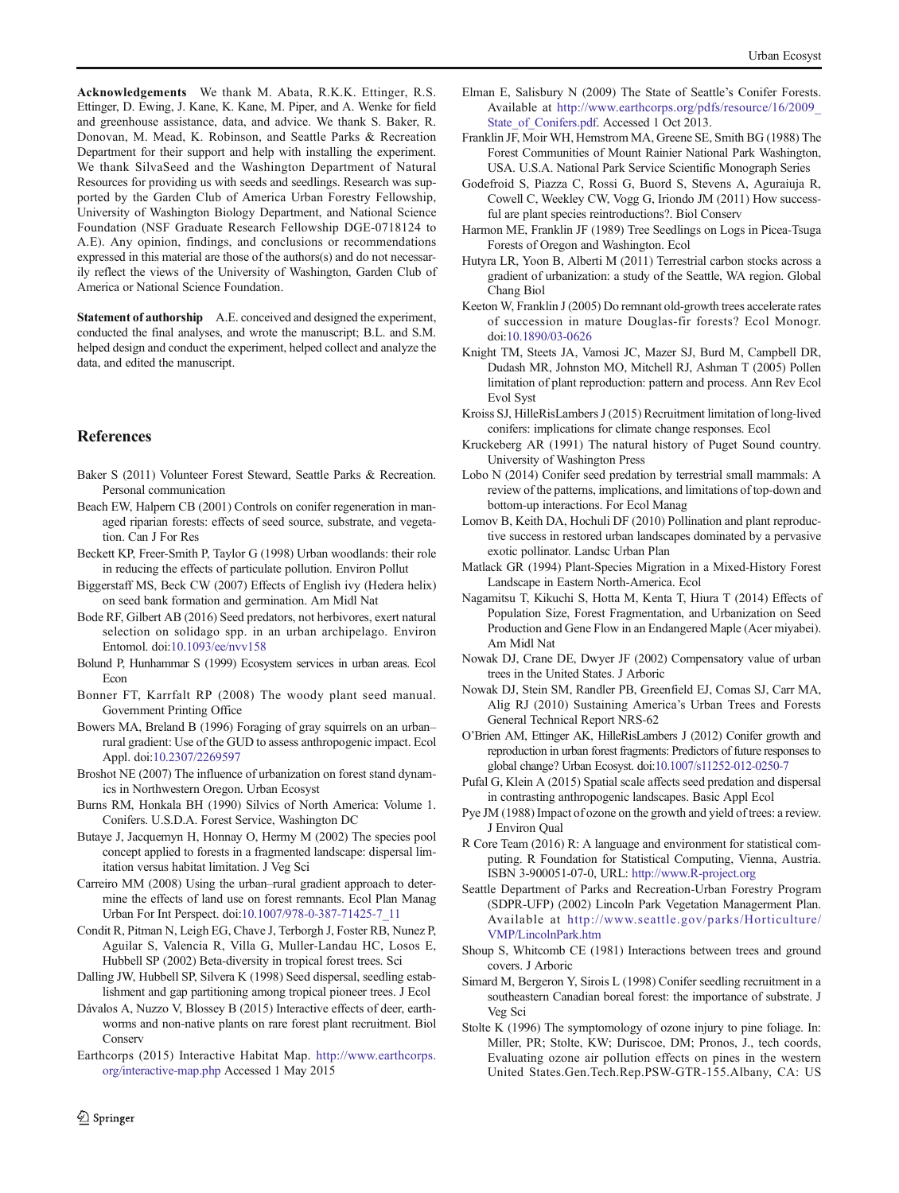**Acknowledgements** We thank M. Abata, R.K.K. Ettinger, R.S. Ettinger, D. Ewing, J. Kane, K. Kane, M. Piper, and A. Wenke for field and greenhouse assistance, data, and advice. We thank S. Baker, R. Donovan, M. Mead, K. Robinson, and Seattle Parks & Recreation Department for their support and help with installing the experiment. We thank SilvaSeed and the Washington Department of Natural Resources for providing us with seeds and seedlings. Research was supported by the Garden Club of America Urban Forestry Fellowship, University of Washington Biology Department, and National Science Foundation (NSF Graduate Research Fellowship DGE-0718124 to A.E). Any opinion, findings, and conclusions or recommendations expressed in this material are those of the authors(s) and do not necessarily reflect the views of the University of Washington, Garden Club of America or National Science Foundation.

**Statement of authorship** A.E. conceived and designed the experiment, conducted the final analyses, and wrote the manuscript; B.L. and S.M. helped design and conduct the experiment, helped collect and analyze the data, and edited the manuscript.

## References

Baker S (2011) Volunteer Forest Steward, Seattle Parks & Recreation. Personal communication

Beach EW, Halpern CB (2001) Controls on conifer regeneration in managed riparian forests: effects of seed source, substrate, and vegetation. Can J For Res

Beckett KP, Freer-Smith P, Taylor G (1998) Urban woodlands: their role in reducing the effects of particulate pollution. Environ Pollut

Biggerstaff MS, Beck CW (2007) Effects of English ivy (Hedera helix) on seed bank formation and germination. Am Midl Nat

Bode RF, Gilbert AB (2016) Seed predators, not herbivores, exert natural selection on solidago spp. in an urban archipelago. Environ Entomol. doi:10.1093/ee/nvv158

Bolund P, Hunhammar S (1999) Ecosystem services in urban areas. Ecol Econ

Bonner FT, Karrfalt RP (2008) The woody plant seed manual. Government Printing Office

Bowers MA, Breland B (1996) Foraging of gray squirrels on an urban–rural gradient: Use of the GUD to assess anthropogenic impact. Ecol Appl. doi:10.2307/2269597

Broshot NE (2007) The influence of urbanization on forest stand dynamics in Northwestern Oregon. Urban Ecosyst

Burns RM, Honkala BH (1990) Silvics of North America: Volume 1. Conifers. U.S.D.A. Forest Service, Washington DC

Butaye J, Jacquemyn H, Honnay O, Hermy M (2002) The species pool concept applied to forests in a fragmented landscape: dispersal limitation versus habitat limitation. J Veg Sci

Carreiro MM (2008) Using the urban–rural gradient approach to determine the effects of land use on forest remnants. Ecol Plan Manag Urban For Int Perspect. doi:10.1007/978-0-387-71425-7_11

Condit R, Pitman N, Leigh EG, Chave J, Terborgh J, Foster RB, Nunez P, Aguilar S, Valencia R, Villa G, Muller-Landau HC, Losos E, Hubbell SP (2002) Beta-diversity in tropical forest trees. Sci

Dalling JW, Hubbell SP, Silvera K (1998) Seed dispersal, seedling establishment and gap partitioning among tropical pioneer trees. J Ecol

Dávalos A, Nuzzo V, Blossey B (2015) Interactive effects of deer, earthworms and non-native plants on rare forest plant recruitment. Biol Conserv

Earthcorps (2015) Interactive Habitat Map. http://www.earthcorps.org/interactive-map.php Accessed 1 May 2015

Elman E, Salisbury N (2009) The State of Seattle's Conifer Forests. Available at http://www.earthcorps.org/pdfs/resource/16/2009_State_of_Conifers.pdf. Accessed 1 Oct 2013.

Franklin JF, Moir WH, Hemstrom MA, Greene SE, Smith BG (1988) The Forest Communities of Mount Rainier National Park Washington, USA. U.S.A. National Park Service Scientific Monograph Series

Godefroid S, Piazza C, Rossi G, Buord S, Stevens A, Aguraiuja R, Cowell C, Weekley CW, Vogg G, Iriondo JM (2011) How successful are plant species reintroductions?. Biol Conserv

Harmon ME, Franklin JF (1989) Tree Seedlings on Logs in Picea-Tsuga Forests of Oregon and Washington. Ecol

Hutyra LR, Yoon B, Alberti M (2011) Terrestrial carbon stocks across a gradient of urbanization: a study of the Seattle, WA region. Global Chang Biol

Keeton W, Franklin J (2005) Do remnant old-growth trees accelerate rates of succession in mature Douglas-fir forests? Ecol Monogr. doi:10.1890/03-0626

Knight TM, Steets JA, Vamosi JC, Mazer SJ, Burd M, Campbell DR, Dudash MR, Johnston MO, Mitchell RJ, Ashman T (2005) Pollen limitation of plant reproduction: pattern and process. Ann Rev Ecol Evol Syst

Kroiss SJ, HilleRisLambers J (2015) Recruitment limitation of long-lived conifers: implications for climate change responses. Ecol

Kruckeberg AR (1991) The natural history of Puget Sound country. University of Washington Press

Lobo N (2014) Conifer seed predation by terrestrial small mammals: A review of the patterns, implications, and limitations of top-down and bottom-up interactions. For Ecol Manag

Lomov B, Keith DA, Hochuli DF (2010) Pollination and plant reproductive success in restored urban landscapes dominated by a pervasive exotic pollinator. Landsc Urban Plan

Matlack GR (1994) Plant-Species Migration in a Mixed-History Forest Landscape in Eastern North-America. Ecol

Nagamitsu T, Kikuchi S, Hotta M, Kenta T, Hiura T (2014) Effects of Population Size, Forest Fragmentation, and Urbanization on Seed Production and Gene Flow in an Endangered Maple (Acer miyabei). Am Midl Nat

Nowak DJ, Crane DE, Dwyer JF (2002) Compensatory value of urban trees in the United States. J Arboric

Nowak DJ, Stein SM, Randler PB, Greenfield EJ, Comas SJ, Carr MA, Alig RJ (2010) Sustaining America's Urban Trees and Forests General Technical Report NRS-62

O'Brien AM, Ettinger AK, HilleRisLambers J (2012) Conifer growth and reproduction in urban forest fragments: Predictors of future responses to global change? Urban Ecosyst. doi:10.1007/s11252-012-0250-7

Pufal G, Klein A (2015) Spatial scale affects seed predation and dispersal in contrasting anthropogenic landscapes. Basic Appl Ecol

Pye JM (1988) Impact of ozone on the growth and yield of trees: a review. J Environ Qual

R Core Team (2016) R: A language and environment for statistical computing. R Foundation for Statistical Computing, Vienna, Austria. ISBN 3-900051-07-0, URL: http://www.R-project.org

Seattle Department of Parks and Recreation-Urban Forestry Program (SDPR-UFP) (2002) Lincoln Park Vegetation Management Plan. Available at http://www.seattle.gov/parks/Horticulture/VMP/LincolnPark.htm

Shoup S, Whitcomb CE (1981) Interactions between trees and ground covers. J Arboric

Simard M, Bergeron Y, Sirois L (1998) Conifer seedling recruitment in a southeastern Canadian boreal forest: the importance of substrate. J Veg Sci

Stolte K (1996) The symptomology of ozone injury to pine foliage. In: Miller, PR; Stolte, KW; Duriscoe, DM; Pronos, J., tech coords, Evaluating ozone air pollution effects on pines in the western United States.Gen.Tech.Rep.PSW-GTR-155.Albany, CA: US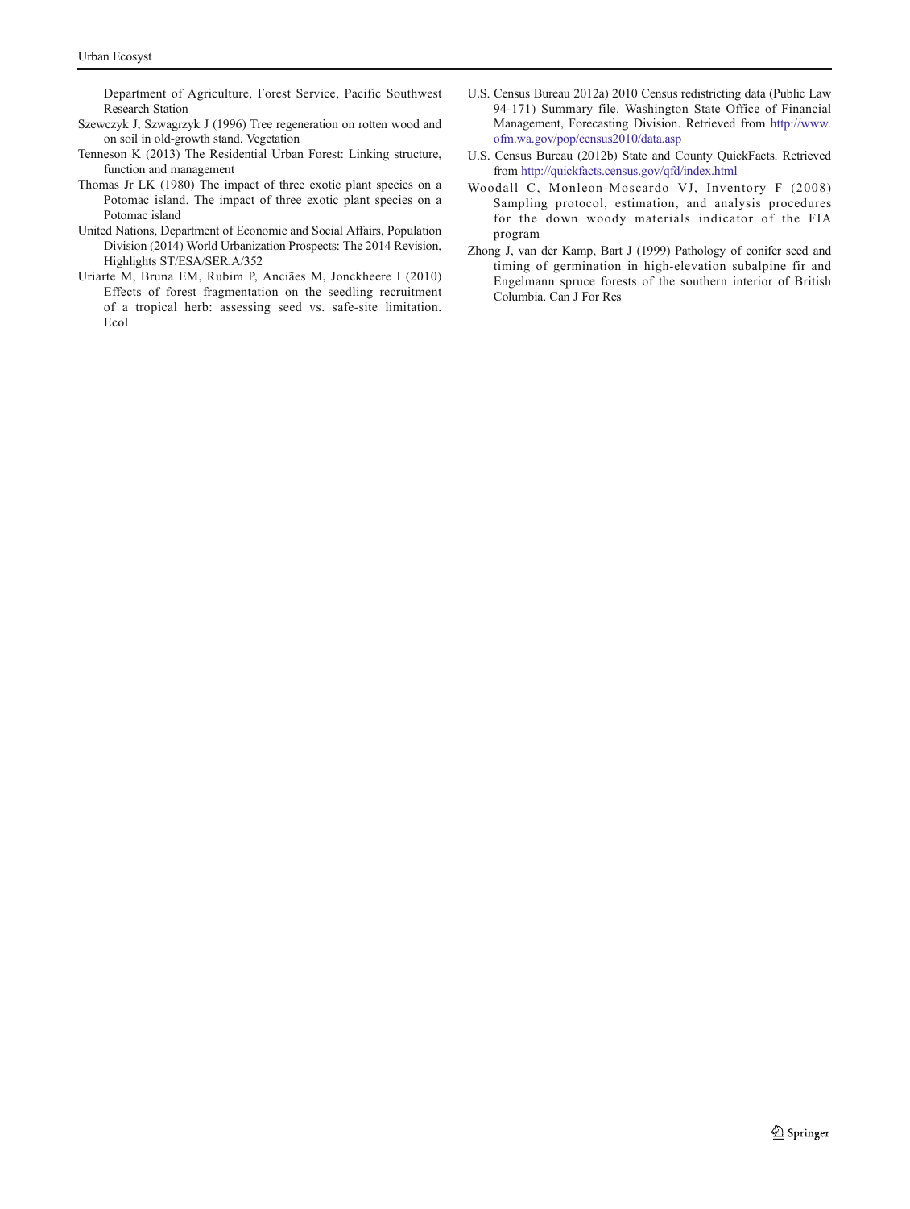Department of Agriculture, Forest Service, Pacific Southwest Research Station

Szewczyk J, Szwagrzyk J (1996) Tree regeneration on rotten wood and on soil in old-growth stand. Vegetation

Tenneson K (2013) The Residential Urban Forest: Linking structure, function and management

Thomas Jr LK (1980) The impact of three exotic plant species on a Potomac island. The impact of three exotic plant species on a Potomac island

United Nations, Department of Economic and Social Affairs, Population Division (2014) World Urbanization Prospects: The 2014 Revision, Highlights ST/ESA/SER.A/352

Uriarte M, Bruna EM, Rubim P, Anciães M, Jonckheere I (2010) Effects of forest fragmentation on the seedling recruitment of a tropical herb: assessing seed vs. safe-site limitation. Ecol

U.S. Census Bureau 2012a) 2010 Census redistricting data (Public Law 94-171) Summary file. Washington State Office of Financial Management, Forecasting Division. Retrieved from http://www.ofm.wa.gov/pop/census2010/data.asp

U.S. Census Bureau (2012b) State and County QuickFacts. Retrieved from http://quickfacts.census.gov/qfd/index.html

Woodall C, Monleon-Moscardo VJ, Inventory F (2008) Sampling protocol, estimation, and analysis procedures for the down woody materials indicator of the FIA program

Zhong J, van der Kamp, Bart J (1999) Pathology of conifer seed and timing of germination in high-elevation subalpine fir and Engelmann spruce forests of the southern interior of British Columbia. Can J For Res